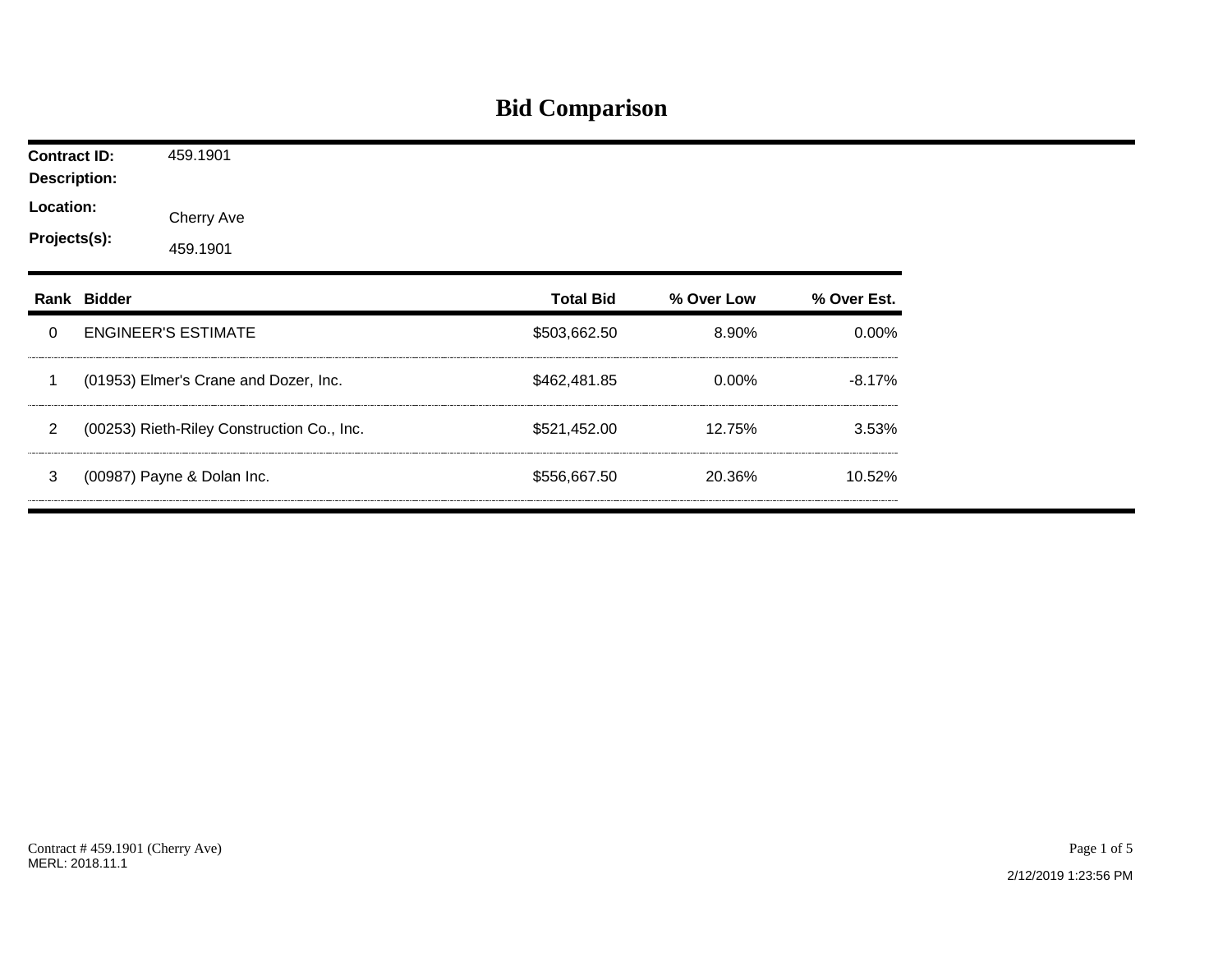# Bid Comparison

**Contract ID:** 459.1901

**Description:**

**Location:** Cherry Ave

**Projects(s):** 459.1901

| Rank | Bidder | Total Bid | % Over Low | % Over Est. |
|---|---|---|---|---|
| 0 | ENGINEER'S ESTIMATE | $503,662.50 | 8.90% | 0.00% |
| 1 | (01953) Elmer's Crane and Dozer, Inc. | $462,481.85 | 0.00% | -8.17% |
| 2 | (00253) Rieth-Riley Construction Co., Inc. | $521,452.00 | 12.75% | 3.53% |
| 3 | (00987) Payne & Dolan Inc. | $556,667.50 | 20.36% | 10.52% |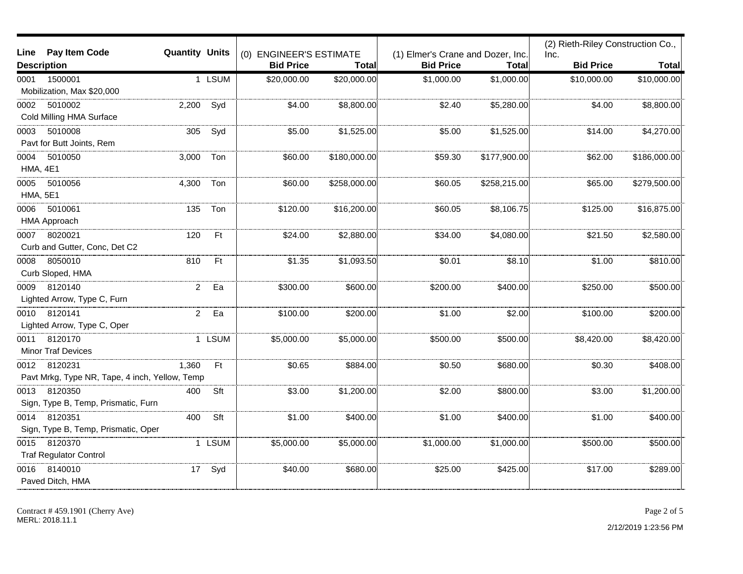| Line | Pay Item Code | Description | Quantity | Units | (0) ENGINEER'S ESTIMATE Bid Price | (0) ENGINEER'S ESTIMATE Total | (1) Elmer's Crane and Dozer, Inc. Bid Price | (1) Elmer's Crane and Dozer, Inc. Total | (2) Rieth-Riley Construction Co., Inc. Bid Price | (2) Rieth-Riley Construction Co., Inc. Total |
|---|---|---|---|---|---|---|---|---|---|---|
| 0001 | 1500001 | Mobilization, Max $20,000 | 1 | LSUM | $20,000.00 | $20,000.00 | $1,000.00 | $1,000.00 | $10,000.00 | $10,000.00 |
| 0002 | 5010002 | Cold Milling HMA Surface | 2,200 | Syd | $4.00 | $8,800.00 | $2.40 | $5,280.00 | $4.00 | $8,800.00 |
| 0003 | 5010008 | Pavt for Butt Joints, Rem | 305 | Syd | $5.00 | $1,525.00 | $5.00 | $1,525.00 | $14.00 | $4,270.00 |
| 0004 | 5010050 | HMA, 4E1 | 3,000 | Ton | $60.00 | $180,000.00 | $59.30 | $177,900.00 | $62.00 | $186,000.00 |
| 0005 | 5010056 | HMA, 5E1 | 4,300 | Ton | $60.00 | $258,000.00 | $60.05 | $258,215.00 | $65.00 | $279,500.00 |
| 0006 | 5010061 | HMA Approach | 135 | Ton | $120.00 | $16,200.00 | $60.05 | $8,106.75 | $125.00 | $16,875.00 |
| 0007 | 8020021 | Curb and Gutter, Conc, Det C2 | 120 | Ft | $24.00 | $2,880.00 | $34.00 | $4,080.00 | $21.50 | $2,580.00 |
| 0008 | 8050010 | Curb Sloped, HMA | 810 | Ft | $1.35 | $1,093.50 | $0.01 | $8.10 | $1.00 | $810.00 |
| 0009 | 8120140 | Lighted Arrow, Type C, Furn | 2 | Ea | $300.00 | $600.00 | $200.00 | $400.00 | $250.00 | $500.00 |
| 0010 | 8120141 | Lighted Arrow, Type C, Oper | 2 | Ea | $100.00 | $200.00 | $1.00 | $2.00 | $100.00 | $200.00 |
| 0011 | 8120170 | Minor Traf Devices | 1 | LSUM | $5,000.00 | $5,000.00 | $500.00 | $500.00 | $8,420.00 | $8,420.00 |
| 0012 | 8120231 | Pavt Mrkg, Type NR, Tape, 4 inch, Yellow, Temp | 1,360 | Ft | $0.65 | $884.00 | $0.50 | $680.00 | $0.30 | $408.00 |
| 0013 | 8120350 | Sign, Type B, Temp, Prismatic, Furn | 400 | Sft | $3.00 | $1,200.00 | $2.00 | $800.00 | $3.00 | $1,200.00 |
| 0014 | 8120351 | Sign, Type B, Temp, Prismatic, Oper | 400 | Sft | $1.00 | $400.00 | $1.00 | $400.00 | $1.00 | $400.00 |
| 0015 | 8120370 | Traf Regulator Control | 1 | LSUM | $5,000.00 | $5,000.00 | $1,000.00 | $1,000.00 | $500.00 | $500.00 |
| 0016 | 8140010 | Paved Ditch, HMA | 17 | Syd | $40.00 | $680.00 | $25.00 | $425.00 | $17.00 | $289.00 |

Contract # 459.1901 (Cherry Ave)
MERL: 2018.11.1

2/12/2019 1:23:56 PM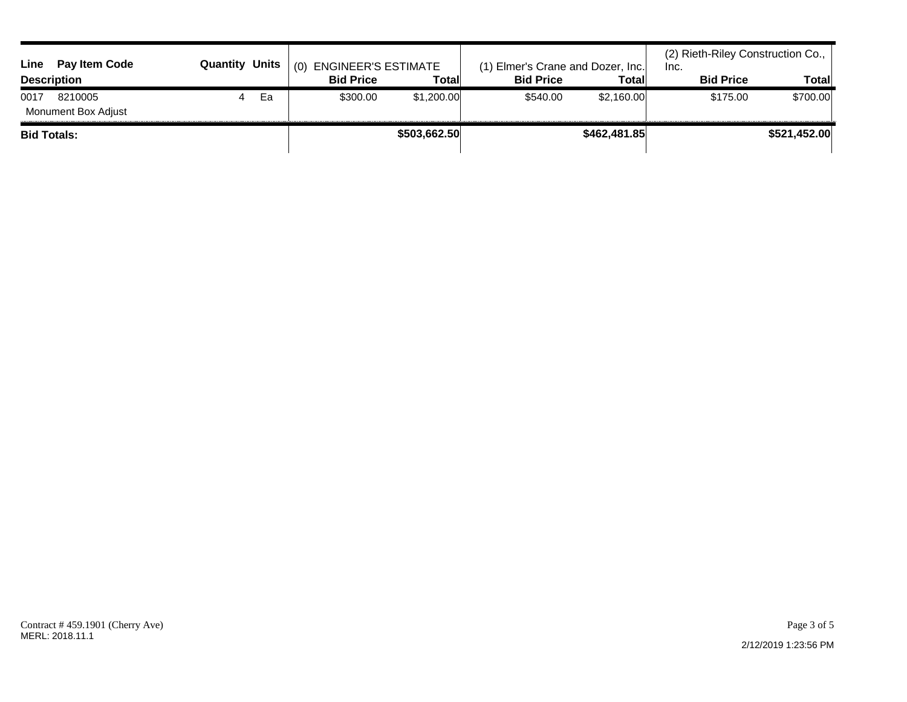| Line | Pay Item Code | Quantity | Units | (0) ENGINEER'S ESTIMATE | | (1) Elmer's Crane and Dozer, Inc. | | (2) Rieth-Riley Construction Co., Inc. | |
|---|---|---|---|---|---|---|---|---|---|
| Description | | | | Bid Price | Total | Bid Price | Total | Bid Price | Total |
| 0017 | 8210005 | 4 | Ea | $300.00 | $1,200.00 | $540.00 | $2,160.00 | $175.00 | $700.00 |
| Monument Box Adjust | | | | | | | | | |
| **Bid Totals:** | | | | | **$503,662.50** | | **$462,481.85** | | **$521,452.00** |

Contract # 459.1901 (Cherry Ave)
MERL: 2018.11.1

2/12/2019 1:23:56 PM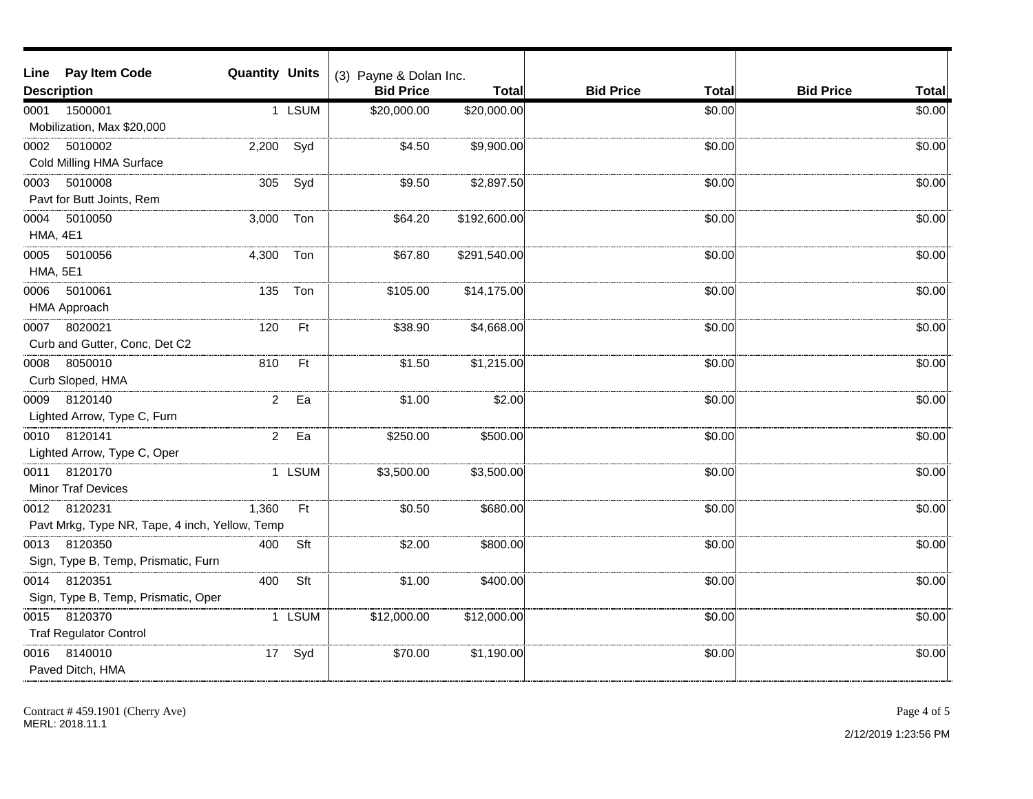| Line Pay Item Code Description | Quantity | Units | (3) Payne & Dolan Inc. Bid Price | Total | Bid Price | Total | Bid Price | Total |
|---|---|---|---|---|---|---|---|---|
| 0001 1500001 Mobilization, Max $20,000 | 1 | LSUM | $20,000.00 | $20,000.00 | | $0.00 | | $0.00 |
| 0002 5010002 Cold Milling HMA Surface | 2,200 | Syd | $4.50 | $9,900.00 | | $0.00 | | $0.00 |
| 0003 5010008 Pavt for Butt Joints, Rem | 305 | Syd | $9.50 | $2,897.50 | | $0.00 | | $0.00 |
| 0004 5010050 HMA, 4E1 | 3,000 | Ton | $64.20 | $192,600.00 | | $0.00 | | $0.00 |
| 0005 5010056 HMA, 5E1 | 4,300 | Ton | $67.80 | $291,540.00 | | $0.00 | | $0.00 |
| 0006 5010061 HMA Approach | 135 | Ton | $105.00 | $14,175.00 | | $0.00 | | $0.00 |
| 0007 8020021 Curb and Gutter, Conc, Det C2 | 120 | Ft | $38.90 | $4,668.00 | | $0.00 | | $0.00 |
| 0008 8050010 Curb Sloped, HMA | 810 | Ft | $1.50 | $1,215.00 | | $0.00 | | $0.00 |
| 0009 8120140 Lighted Arrow, Type C, Furn | 2 | Ea | $1.00 | $2.00 | | $0.00 | | $0.00 |
| 0010 8120141 Lighted Arrow, Type C, Oper | 2 | Ea | $250.00 | $500.00 | | $0.00 | | $0.00 |
| 0011 8120170 Minor Traf Devices | 1 | LSUM | $3,500.00 | $3,500.00 | | $0.00 | | $0.00 |
| 0012 8120231 Pavt Mrkg, Type NR, Tape, 4 inch, Yellow, Temp | 1,360 | Ft | $0.50 | $680.00 | | $0.00 | | $0.00 |
| 0013 8120350 Sign, Type B, Temp, Prismatic, Furn | 400 | Sft | $2.00 | $800.00 | | $0.00 | | $0.00 |
| 0014 8120351 Sign, Type B, Temp, Prismatic, Oper | 400 | Sft | $1.00 | $400.00 | | $0.00 | | $0.00 |
| 0015 8120370 Traf Regulator Control | 1 | LSUM | $12,000.00 | $12,000.00 | | $0.00 | | $0.00 |
| 0016 8140010 Paved Ditch, HMA | 17 | Syd | $70.00 | $1,190.00 | | $0.00 | | $0.00 |

Contract # 459.1901 (Cherry Ave)
MERL: 2018.11.1

2/12/2019 1:23:56 PM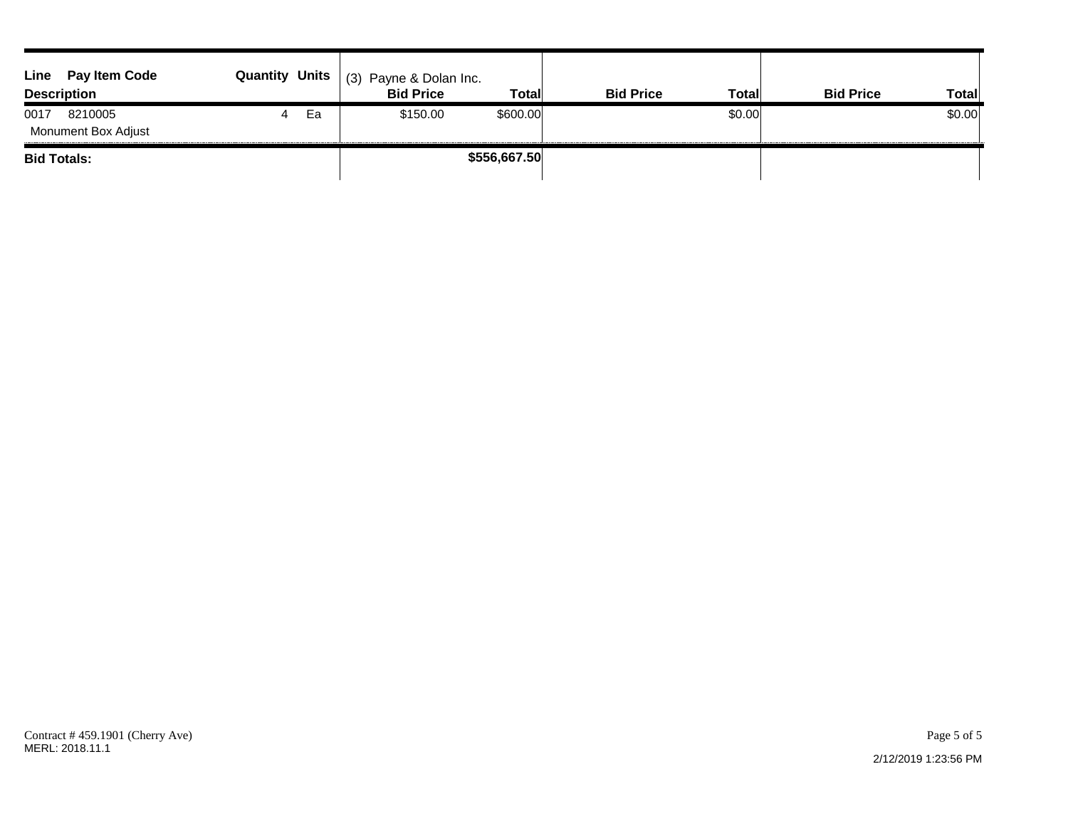| Line | Pay Item Code Description | Quantity | Units | (3) Payne & Dolan Inc. Bid Price | Total | Bid Price | Total | Bid Price | Total |
|---|---|---|---|---|---|---|---|---|---|
| 0017 | 8210005 Monument Box Adjust | 4 | Ea | $150.00 | $600.00 | | $0.00 | | $0.00 |
| **Bid Totals:** | | | | | **$556,667.50** | | | | |

Contract # 459.1901 (Cherry Ave)
MERL: 2018.11.1

2/12/2019 1:23:56 PM